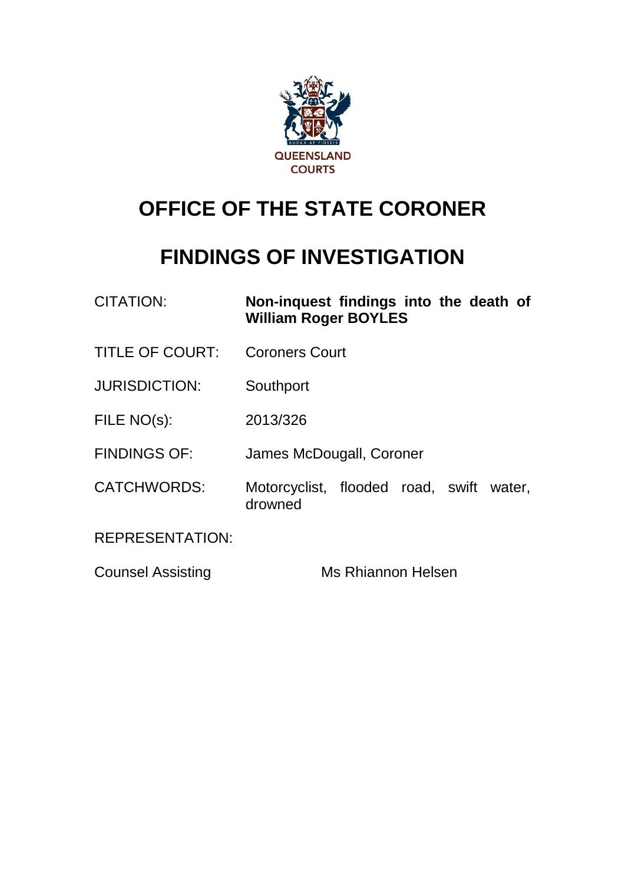QUEENSLAND COURTS

# OFFICE OF THE STATE CORONER

# FINDINGS OF INVESTIGATION

| | |
|---|---|
| CITATION: | **Non-inquest findings into the death of William Roger BOYLES** |
| TITLE OF COURT: | Coroners Court |
| JURISDICTION: | Southport |
| FILE NO(s): | 2013/326 |
| FINDINGS OF: | James McDougall, Coroner |
| CATCHWORDS: | Motorcyclist, flooded road, swift water, drowned |

REPRESENTATION:

Counsel Assisting Ms Rhiannon Helsen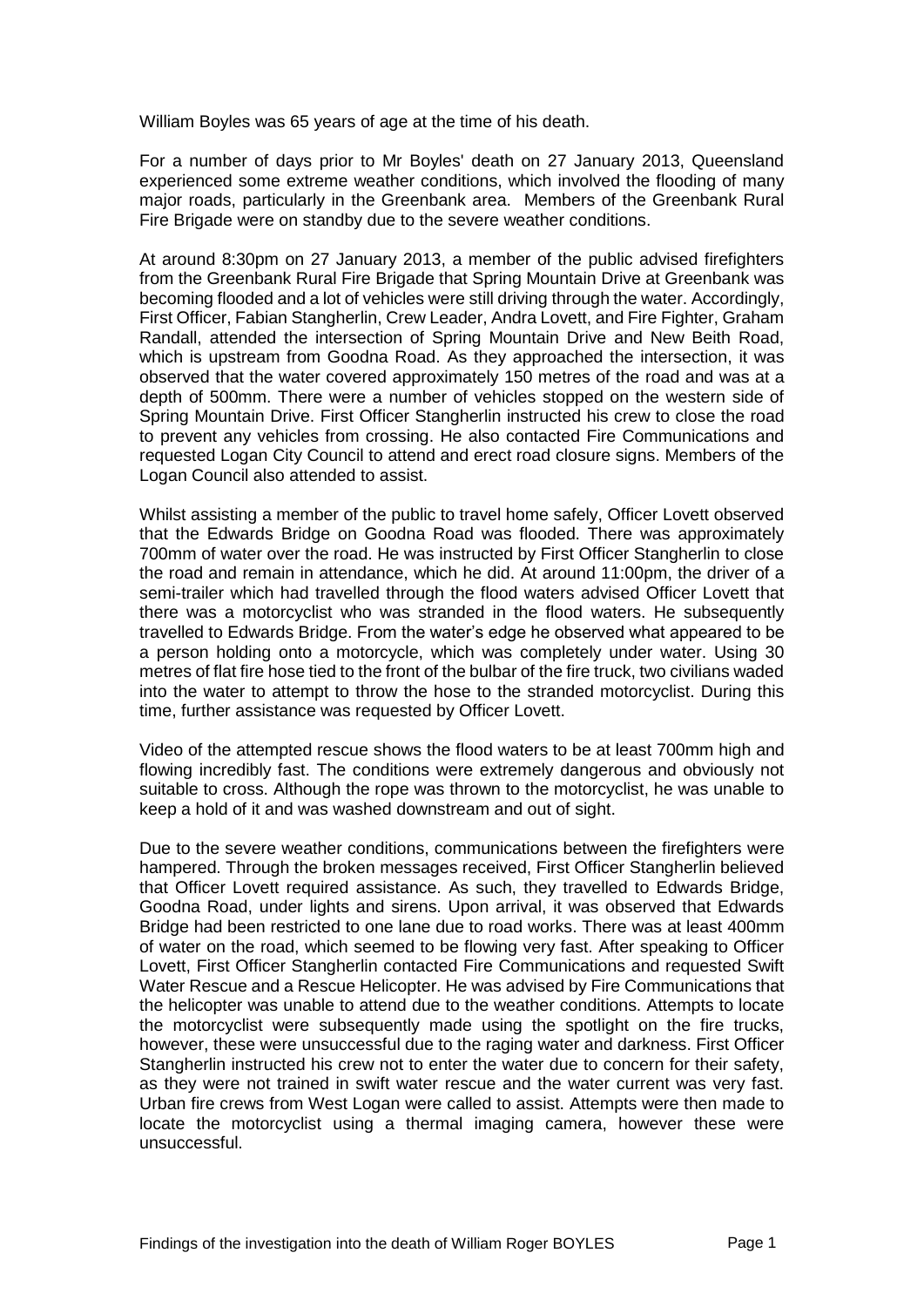William Boyles was 65 years of age at the time of his death.

For a number of days prior to Mr Boyles' death on 27 January 2013, Queensland experienced some extreme weather conditions, which involved the flooding of many major roads, particularly in the Greenbank area. Members of the Greenbank Rural Fire Brigade were on standby due to the severe weather conditions.

At around 8:30pm on 27 January 2013, a member of the public advised firefighters from the Greenbank Rural Fire Brigade that Spring Mountain Drive at Greenbank was becoming flooded and a lot of vehicles were still driving through the water. Accordingly, First Officer, Fabian Stangherlin, Crew Leader, Andra Lovett, and Fire Fighter, Graham Randall, attended the intersection of Spring Mountain Drive and New Beith Road, which is upstream from Goodna Road. As they approached the intersection, it was observed that the water covered approximately 150 metres of the road and was at a depth of 500mm. There were a number of vehicles stopped on the western side of Spring Mountain Drive. First Officer Stangherlin instructed his crew to close the road to prevent any vehicles from crossing. He also contacted Fire Communications and requested Logan City Council to attend and erect road closure signs. Members of the Logan Council also attended to assist.

Whilst assisting a member of the public to travel home safely, Officer Lovett observed that the Edwards Bridge on Goodna Road was flooded. There was approximately 700mm of water over the road. He was instructed by First Officer Stangherlin to close the road and remain in attendance, which he did. At around 11:00pm, the driver of a semi-trailer which had travelled through the flood waters advised Officer Lovett that there was a motorcyclist who was stranded in the flood waters. He subsequently travelled to Edwards Bridge. From the water's edge he observed what appeared to be a person holding onto a motorcycle, which was completely under water. Using 30 metres of flat fire hose tied to the front of the bulbar of the fire truck, two civilians waded into the water to attempt to throw the hose to the stranded motorcyclist. During this time, further assistance was requested by Officer Lovett.

Video of the attempted rescue shows the flood waters to be at least 700mm high and flowing incredibly fast. The conditions were extremely dangerous and obviously not suitable to cross. Although the rope was thrown to the motorcyclist, he was unable to keep a hold of it and was washed downstream and out of sight.

Due to the severe weather conditions, communications between the firefighters were hampered. Through the broken messages received, First Officer Stangherlin believed that Officer Lovett required assistance. As such, they travelled to Edwards Bridge, Goodna Road, under lights and sirens. Upon arrival, it was observed that Edwards Bridge had been restricted to one lane due to road works. There was at least 400mm of water on the road, which seemed to be flowing very fast. After speaking to Officer Lovett, First Officer Stangherlin contacted Fire Communications and requested Swift Water Rescue and a Rescue Helicopter. He was advised by Fire Communications that the helicopter was unable to attend due to the weather conditions. Attempts to locate the motorcyclist were subsequently made using the spotlight on the fire trucks, however, these were unsuccessful due to the raging water and darkness. First Officer Stangherlin instructed his crew not to enter the water due to concern for their safety, as they were not trained in swift water rescue and the water current was very fast. Urban fire crews from West Logan were called to assist. Attempts were then made to locate the motorcyclist using a thermal imaging camera, however these were unsuccessful.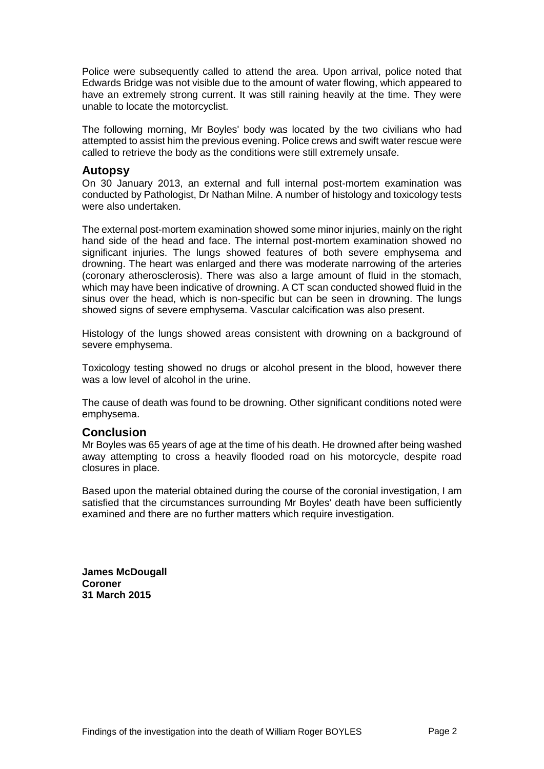Police were subsequently called to attend the area. Upon arrival, police noted that Edwards Bridge was not visible due to the amount of water flowing, which appeared to have an extremely strong current. It was still raining heavily at the time. They were unable to locate the motorcyclist.

The following morning, Mr Boyles' body was located by the two civilians who had attempted to assist him the previous evening. Police crews and swift water rescue were called to retrieve the body as the conditions were still extremely unsafe.

## Autopsy

On 30 January 2013, an external and full internal post-mortem examination was conducted by Pathologist, Dr Nathan Milne. A number of histology and toxicology tests were also undertaken.

The external post-mortem examination showed some minor injuries, mainly on the right hand side of the head and face. The internal post-mortem examination showed no significant injuries. The lungs showed features of both severe emphysema and drowning. The heart was enlarged and there was moderate narrowing of the arteries (coronary atherosclerosis). There was also a large amount of fluid in the stomach, which may have been indicative of drowning. A CT scan conducted showed fluid in the sinus over the head, which is non-specific but can be seen in drowning. The lungs showed signs of severe emphysema. Vascular calcification was also present.

Histology of the lungs showed areas consistent with drowning on a background of severe emphysema.

Toxicology testing showed no drugs or alcohol present in the blood, however there was a low level of alcohol in the urine.

The cause of death was found to be drowning. Other significant conditions noted were emphysema.

## Conclusion

Mr Boyles was 65 years of age at the time of his death. He drowned after being washed away attempting to cross a heavily flooded road on his motorcycle, despite road closures in place.

Based upon the material obtained during the course of the coronial investigation, I am satisfied that the circumstances surrounding Mr Boyles' death have been sufficiently examined and there are no further matters which require investigation.

**James McDougall**
**Coroner**
**31 March 2015**